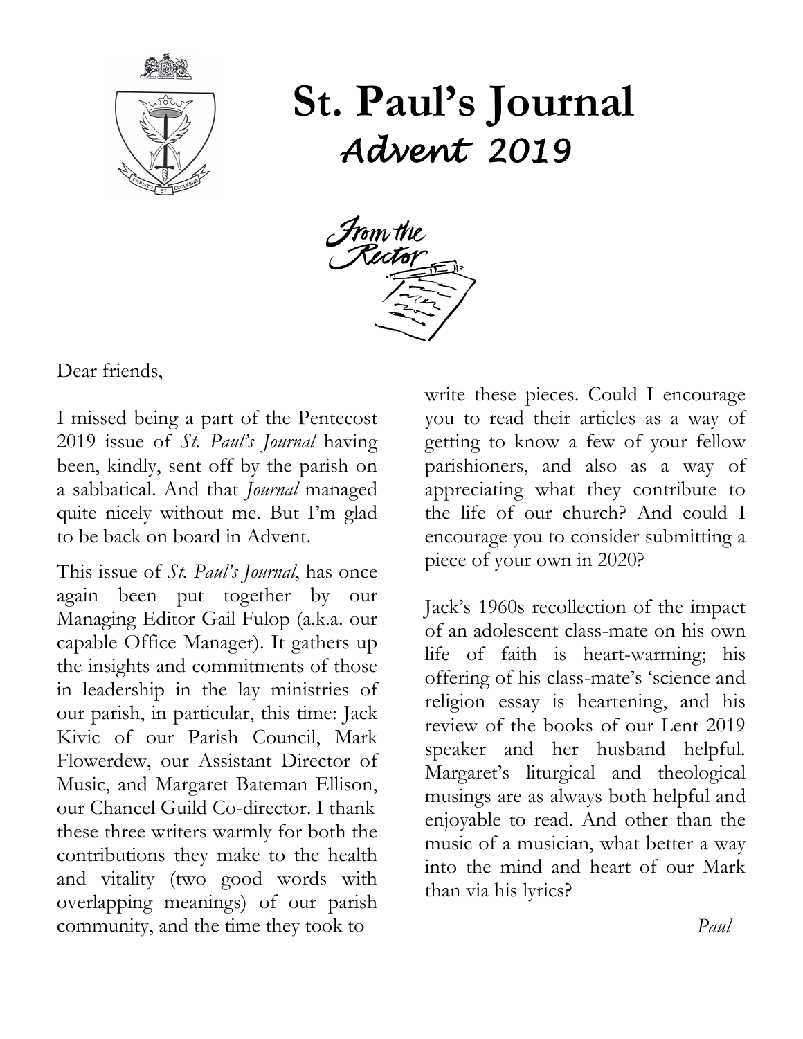# St. Paul's Journal

## *Advent 2019*

### From the Rector

Dear friends,

I missed being a part of the Pentecost 2019 issue of *St. Paul's Journal* having been, kindly, sent off by the parish on a sabbatical. And that *Journal* managed quite nicely without me. But I'm glad to be back on board in Advent.

This issue of *St. Paul's Journal*, has once again been put together by our Managing Editor Gail Fulop (a.k.a. our capable Office Manager). It gathers up the insights and commitments of those in leadership in the lay ministries of our parish, in particular, this time: Jack Kivic of our Parish Council, Mark Flowerdew, our Assistant Director of Music, and Margaret Bateman Ellison, our Chancel Guild Co-director. I thank these three writers warmly for both the contributions they make to the health and vitality (two good words with overlapping meanings) of our parish community, and the time they took to write these pieces. Could I encourage you to read their articles as a way of getting to know a few of your fellow parishioners, and also as a way of appreciating what they contribute to the life of our church? And could I encourage you to consider submitting a piece of your own in 2020?

Jack's 1960s recollection of the impact of an adolescent class-mate on his own life of faith is heart-warming; his offering of his class-mate's 'science and religion essay is heartening, and his review of the books of our Lent 2019 speaker and her husband helpful. Margaret's liturgical and theological musings are as always both helpful and enjoyable to read. And other than the music of a musician, what better a way into the mind and heart of our Mark than via his lyrics?

*Paul*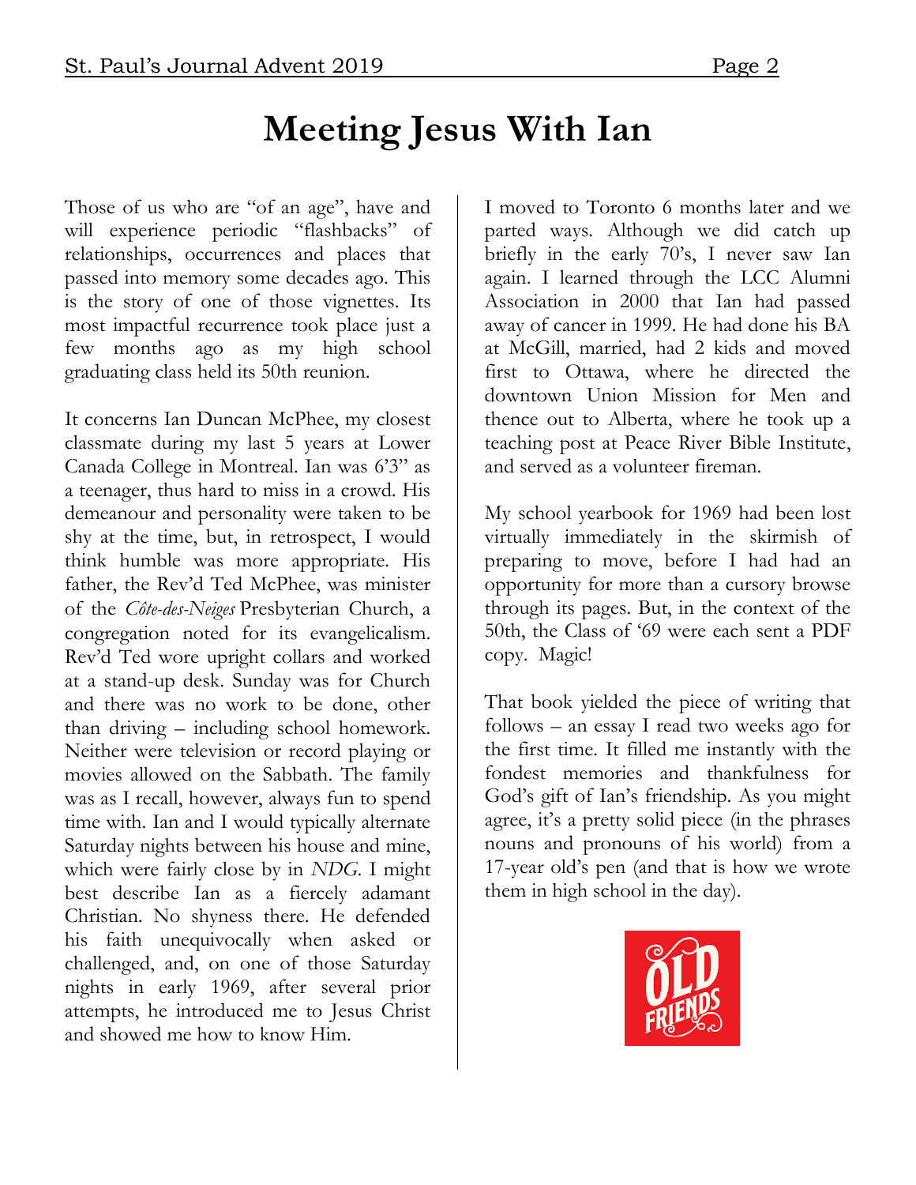# Meeting Jesus With Ian

Those of us who are "of an age", have and will experience periodic "flashbacks" of relationships, occurrences and places that passed into memory some decades ago. This is the story of one of those vignettes. Its most impactful recurrence took place just a few months ago as my high school graduating class held its 50th reunion.

It concerns Ian Duncan McPhee, my closest classmate during my last 5 years at Lower Canada College in Montreal. Ian was 6'3" as a teenager, thus hard to miss in a crowd. His demeanour and personality were taken to be shy at the time, but, in retrospect, I would think humble was more appropriate. His father, the Rev'd Ted McPhee, was minister of the *Côte-des-Neiges* Presbyterian Church, a congregation noted for its evangelicalism. Rev'd Ted wore upright collars and worked at a stand-up desk. Sunday was for Church and there was no work to be done, other than driving – including school homework. Neither were television or record playing or movies allowed on the Sabbath. The family was as I recall, however, always fun to spend time with. Ian and I would typically alternate Saturday nights between his house and mine, which were fairly close by in *NDG*. I might best describe Ian as a fiercely adamant Christian. No shyness there. He defended his faith unequivocally when asked or challenged, and, on one of those Saturday nights in early 1969, after several prior attempts, he introduced me to Jesus Christ and showed me how to know Him.

I moved to Toronto 6 months later and we parted ways. Although we did catch up briefly in the early 70's, I never saw Ian again. I learned through the LCC Alumni Association in 2000 that Ian had passed away of cancer in 1999. He had done his BA at McGill, married, had 2 kids and moved first to Ottawa, where he directed the downtown Union Mission for Men and thence out to Alberta, where he took up a teaching post at Peace River Bible Institute, and served as a volunteer fireman.

My school yearbook for 1969 had been lost virtually immediately in the skirmish of preparing to move, before I had had an opportunity for more than a cursory browse through its pages. But, in the context of the 50th, the Class of '69 were each sent a PDF copy. Magic!

That book yielded the piece of writing that follows – an essay I read two weeks ago for the first time. It filled me instantly with the fondest memories and thankfulness for God's gift of Ian's friendship. As you might agree, it's a pretty solid piece (in the phrases nouns and pronouns of his world) from a 17-year old's pen (and that is how we wrote them in high school in the day).

OLD FRIENDS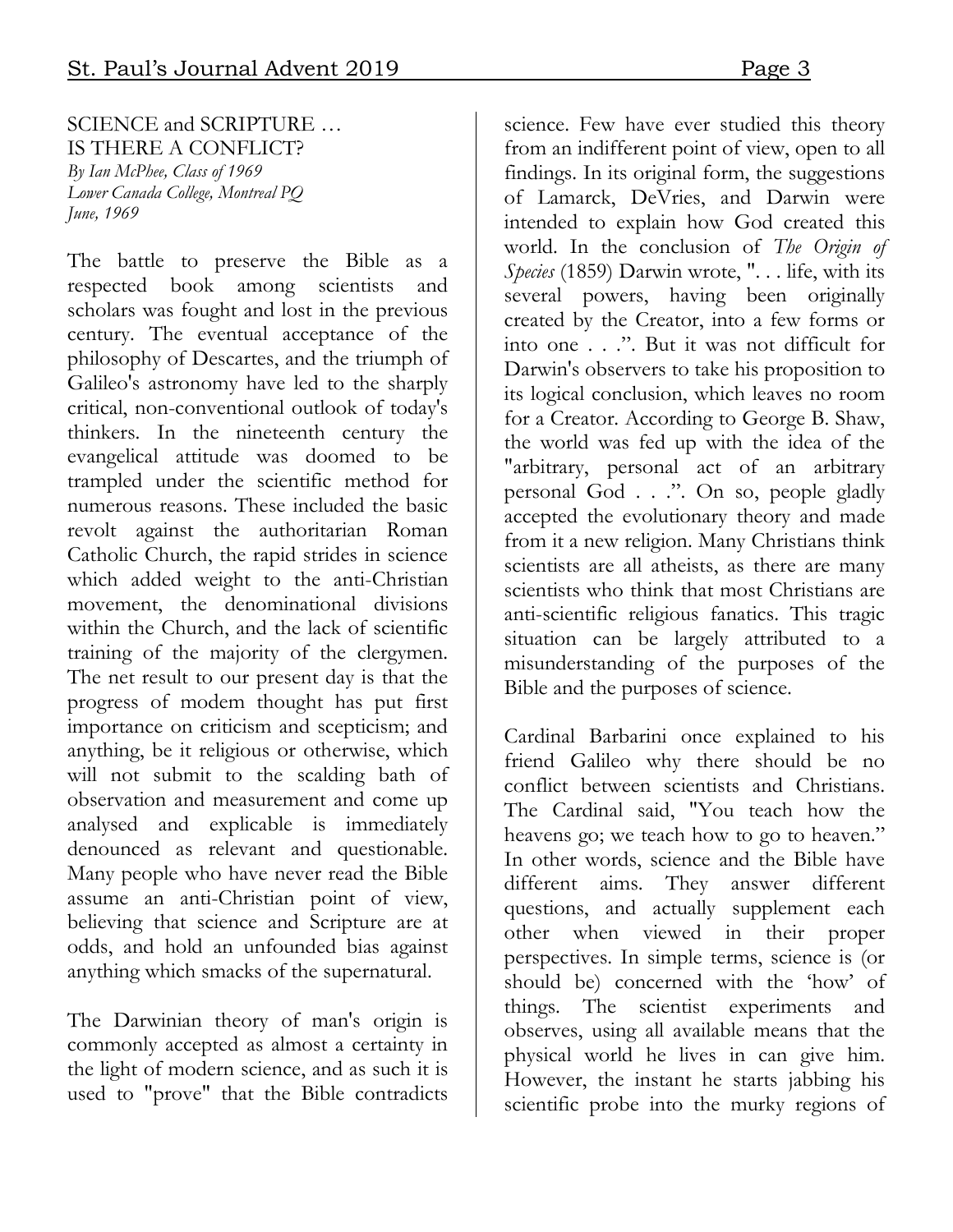## SCIENCE and SCRIPTURE … IS THERE A CONFLICT?

*By Ian McPhee, Class of 1969*
*Lower Canada College, Montreal PQ*
*June, 1969*

The battle to preserve the Bible as a respected book among scientists and scholars was fought and lost in the previous century. The eventual acceptance of the philosophy of Descartes, and the triumph of Galileo's astronomy have led to the sharply critical, non-conventional outlook of today's thinkers. In the nineteenth century the evangelical attitude was doomed to be trampled under the scientific method for numerous reasons. These included the basic revolt against the authoritarian Roman Catholic Church, the rapid strides in science which added weight to the anti-Christian movement, the denominational divisions within the Church, and the lack of scientific training of the majority of the clergymen. The net result to our present day is that the progress of modem thought has put first importance on criticism and scepticism; and anything, be it religious or otherwise, which will not submit to the scalding bath of observation and measurement and come up analysed and explicable is immediately denounced as relevant and questionable. Many people who have never read the Bible assume an anti-Christian point of view, believing that science and Scripture are at odds, and hold an unfounded bias against anything which smacks of the supernatural.

The Darwinian theory of man's origin is commonly accepted as almost a certainty in the light of modern science, and as such it is used to "prove" that the Bible contradicts science. Few have ever studied this theory from an indifferent point of view, open to all findings. In its original form, the suggestions of Lamarck, DeVries, and Darwin were intended to explain how God created this world. In the conclusion of *The Origin of Species* (1859) Darwin wrote, ". . . life, with its several powers, having been originally created by the Creator, into a few forms or into one . . .". But it was not difficult for Darwin's observers to take his proposition to its logical conclusion, which leaves no room for a Creator. According to George B. Shaw, the world was fed up with the idea of the "arbitrary, personal act of an arbitrary personal God . . .". On so, people gladly accepted the evolutionary theory and made from it a new religion. Many Christians think scientists are all atheists, as there are many scientists who think that most Christians are anti-scientific religious fanatics. This tragic situation can be largely attributed to a misunderstanding of the purposes of the Bible and the purposes of science.

Cardinal Barbarini once explained to his friend Galileo why there should be no conflict between scientists and Christians. The Cardinal said, "You teach how the heavens go; we teach how to go to heaven." In other words, science and the Bible have different aims. They answer different questions, and actually supplement each other when viewed in their proper perspectives. In simple terms, science is (or should be) concerned with the 'how' of things. The scientist experiments and observes, using all available means that the physical world he lives in can give him. However, the instant he starts jabbing his scientific probe into the murky regions of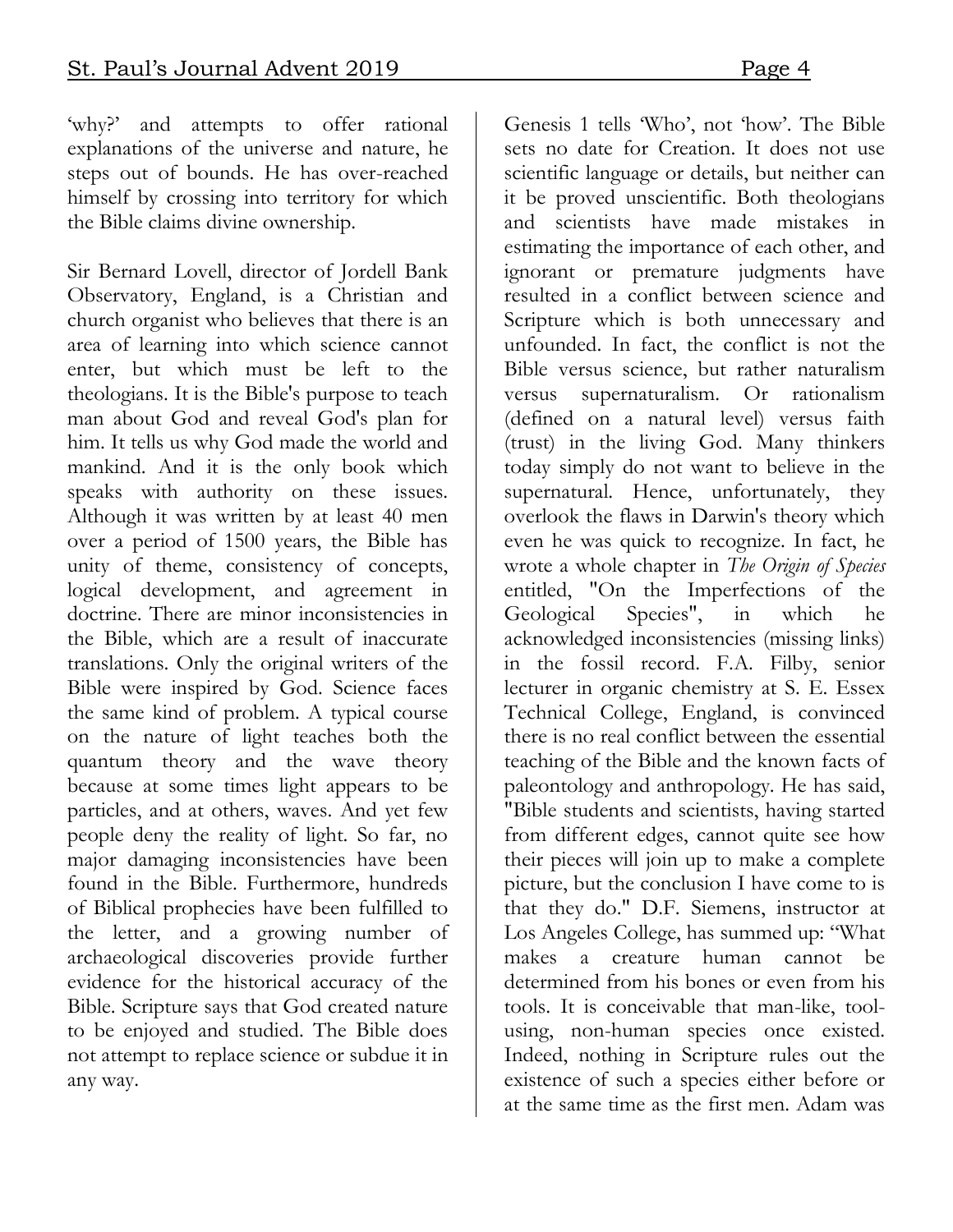'why?' and attempts to offer rational explanations of the universe and nature, he steps out of bounds. He has over-reached himself by crossing into territory for which the Bible claims divine ownership.

Sir Bernard Lovell, director of Jordell Bank Observatory, England, is a Christian and church organist who believes that there is an area of learning into which science cannot enter, but which must be left to the theologians. It is the Bible's purpose to teach man about God and reveal God's plan for him. It tells us why God made the world and mankind. And it is the only book which speaks with authority on these issues. Although it was written by at least 40 men over a period of 1500 years, the Bible has unity of theme, consistency of concepts, logical development, and agreement in doctrine. There are minor inconsistencies in the Bible, which are a result of inaccurate translations. Only the original writers of the Bible were inspired by God. Science faces the same kind of problem. A typical course on the nature of light teaches both the quantum theory and the wave theory because at some times light appears to be particles, and at others, waves. And yet few people deny the reality of light. So far, no major damaging inconsistencies have been found in the Bible. Furthermore, hundreds of Biblical prophecies have been fulfilled to the letter, and a growing number of archaeological discoveries provide further evidence for the historical accuracy of the Bible. Scripture says that God created nature to be enjoyed and studied. The Bible does not attempt to replace science or subdue it in any way.

Genesis 1 tells 'Who', not 'how'. The Bible sets no date for Creation. It does not use scientific language or details, but neither can it be proved unscientific. Both theologians and scientists have made mistakes in estimating the importance of each other, and ignorant or premature judgments have resulted in a conflict between science and Scripture which is both unnecessary and unfounded. In fact, the conflict is not the Bible versus science, but rather naturalism versus supernaturalism. Or rationalism (defined on a natural level) versus faith (trust) in the living God. Many thinkers today simply do not want to believe in the supernatural. Hence, unfortunately, they overlook the flaws in Darwin's theory which even he was quick to recognize. In fact, he wrote a whole chapter in *The Origin of Species* entitled, "On the Imperfections of the Geological Species", in which he acknowledged inconsistencies (missing links) in the fossil record. F.A. Filby, senior lecturer in organic chemistry at S. E. Essex Technical College, England, is convinced there is no real conflict between the essential teaching of the Bible and the known facts of paleontology and anthropology. He has said, "Bible students and scientists, having started from different edges, cannot quite see how their pieces will join up to make a complete picture, but the conclusion I have come to is that they do." D.F. Siemens, instructor at Los Angeles College, has summed up: "What makes a creature human cannot be determined from his bones or even from his tools. It is conceivable that man-like, tool-using, non-human species once existed. Indeed, nothing in Scripture rules out the existence of such a species either before or at the same time as the first men. Adam was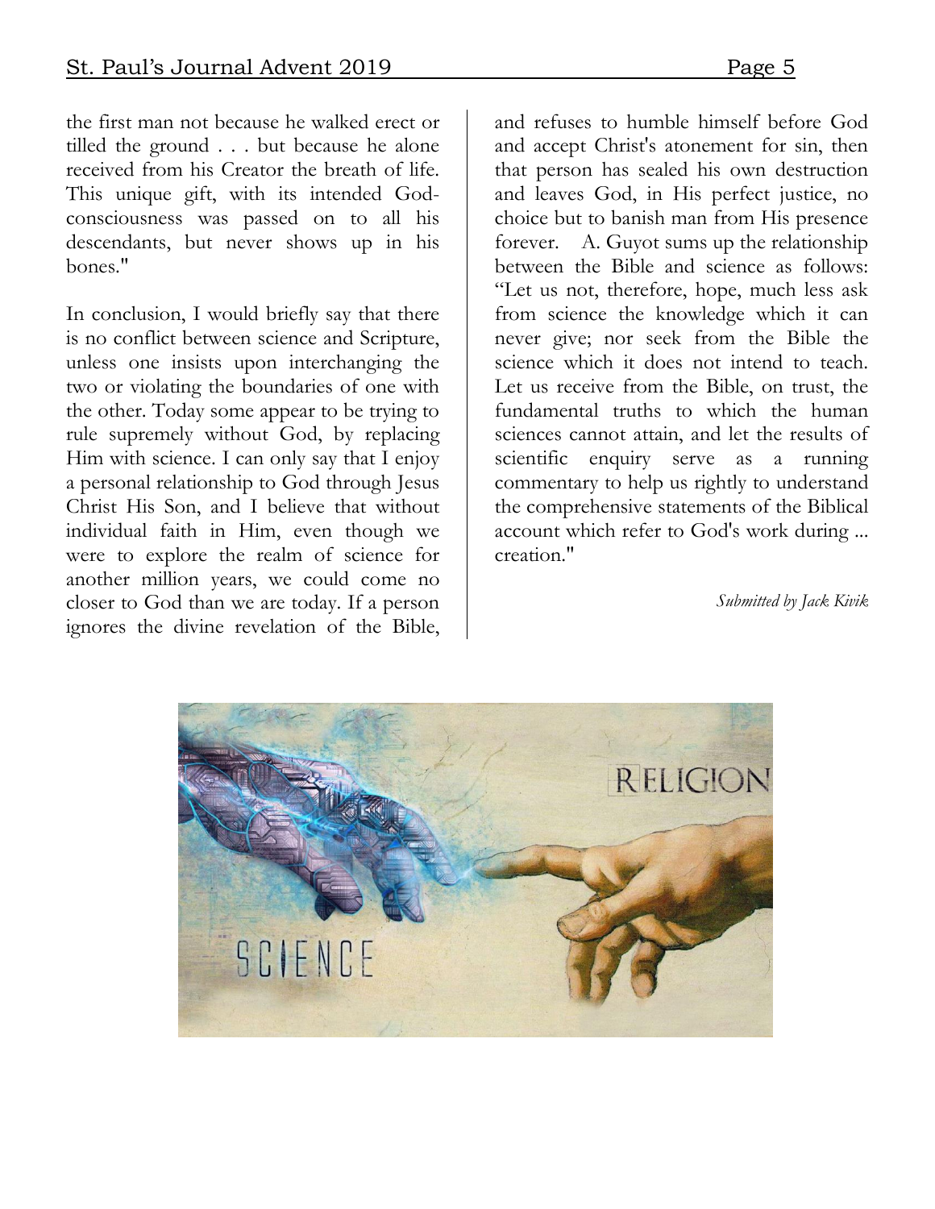the first man not because he walked erect or tilled the ground . . . but because he alone received from his Creator the breath of life. This unique gift, with its intended God-consciousness was passed on to all his descendants, but never shows up in his bones."

In conclusion, I would briefly say that there is no conflict between science and Scripture, unless one insists upon interchanging the two or violating the boundaries of one with the other. Today some appear to be trying to rule supremely without God, by replacing Him with science. I can only say that I enjoy a personal relationship to God through Jesus Christ His Son, and I believe that without individual faith in Him, even though we were to explore the realm of science for another million years, we could come no closer to God than we are today. If a person ignores the divine revelation of the Bible, and refuses to humble himself before God and accept Christ's atonement for sin, then that person has sealed his own destruction and leaves God, in His perfect justice, no choice but to banish man from His presence forever. A. Guyot sums up the relationship between the Bible and science as follows: "Let us not, therefore, hope, much less ask from science the knowledge which it can never give; nor seek from the Bible the science which it does not intend to teach. Let us receive from the Bible, on trust, the fundamental truths to which the human sciences cannot attain, and let the results of scientific enquiry serve as a running commentary to help us rightly to understand the comprehensive statements of the Biblical account which refer to God's work during ... creation."

*Submitted by Jack Kivik*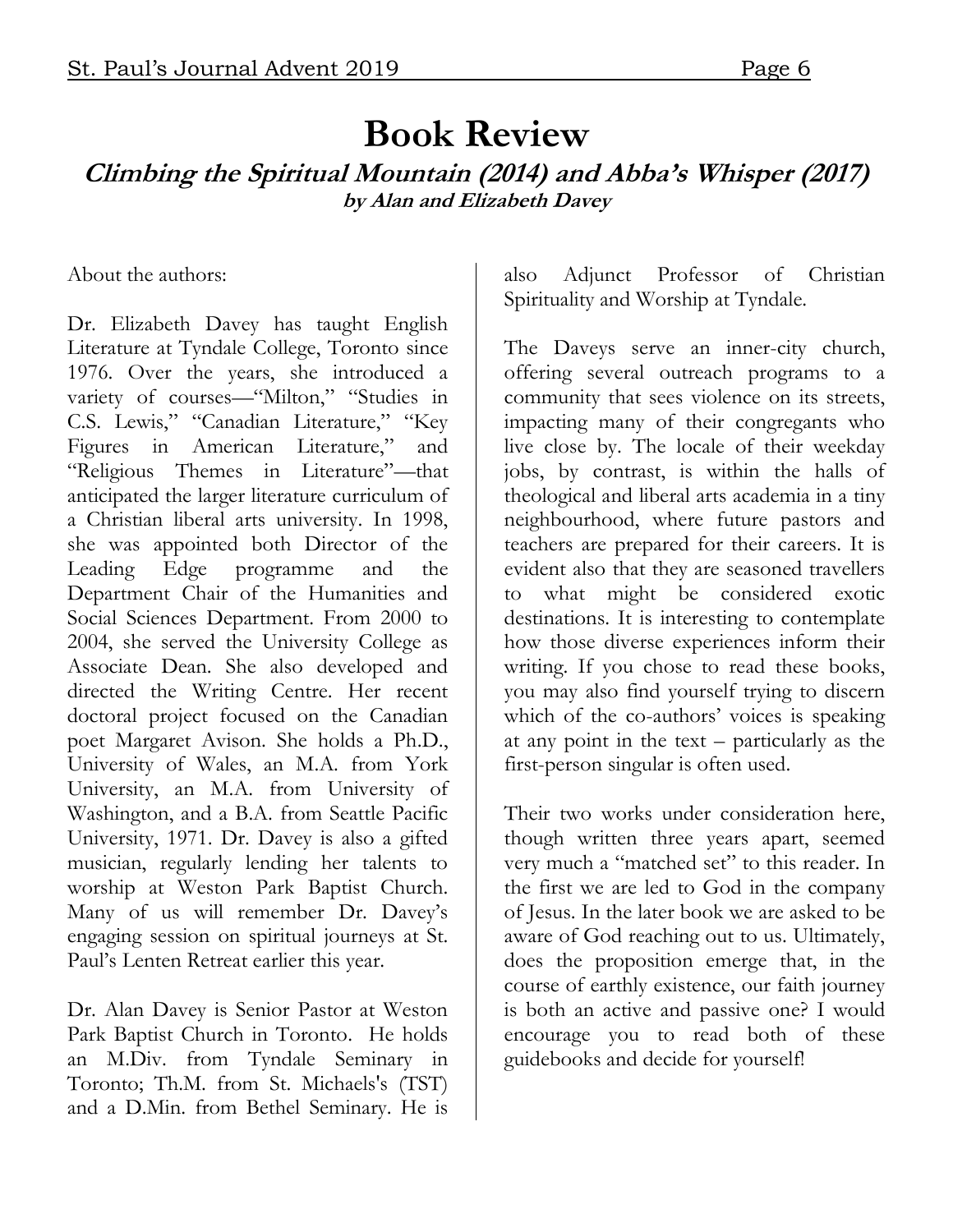# Book Review

## *Climbing the Spiritual Mountain (2014) and Abba's Whisper (2017)*

### *by Alan and Elizabeth Davey*

About the authors:

Dr. Elizabeth Davey has taught English Literature at Tyndale College, Toronto since 1976. Over the years, she introduced a variety of courses—"Milton," "Studies in C.S. Lewis," "Canadian Literature," "Key Figures in American Literature," and "Religious Themes in Literature"—that anticipated the larger literature curriculum of a Christian liberal arts university. In 1998, she was appointed both Director of the Leading Edge programme and the Department Chair of the Humanities and Social Sciences Department. From 2000 to 2004, she served the University College as Associate Dean. She also developed and directed the Writing Centre. Her recent doctoral project focused on the Canadian poet Margaret Avison. She holds a Ph.D., University of Wales, an M.A. from York University, an M.A. from University of Washington, and a B.A. from Seattle Pacific University, 1971. Dr. Davey is also a gifted musician, regularly lending her talents to worship at Weston Park Baptist Church. Many of us will remember Dr. Davey's engaging session on spiritual journeys at St. Paul's Lenten Retreat earlier this year.

Dr. Alan Davey is Senior Pastor at Weston Park Baptist Church in Toronto. He holds an M.Div. from Tyndale Seminary in Toronto; Th.M. from St. Michaels's (TST) and a D.Min. from Bethel Seminary. He is also Adjunct Professor of Christian Spirituality and Worship at Tyndale.

The Daveys serve an inner-city church, offering several outreach programs to a community that sees violence on its streets, impacting many of their congregants who live close by. The locale of their weekday jobs, by contrast, is within the halls of theological and liberal arts academia in a tiny neighbourhood, where future pastors and teachers are prepared for their careers. It is evident also that they are seasoned travellers to what might be considered exotic destinations. It is interesting to contemplate how those diverse experiences inform their writing. If you chose to read these books, you may also find yourself trying to discern which of the co-authors' voices is speaking at any point in the text – particularly as the first-person singular is often used.

Their two works under consideration here, though written three years apart, seemed very much a "matched set" to this reader. In the first we are led to God in the company of Jesus. In the later book we are asked to be aware of God reaching out to us. Ultimately, does the proposition emerge that, in the course of earthly existence, our faith journey is both an active and passive one? I would encourage you to read both of these guidebooks and decide for yourself!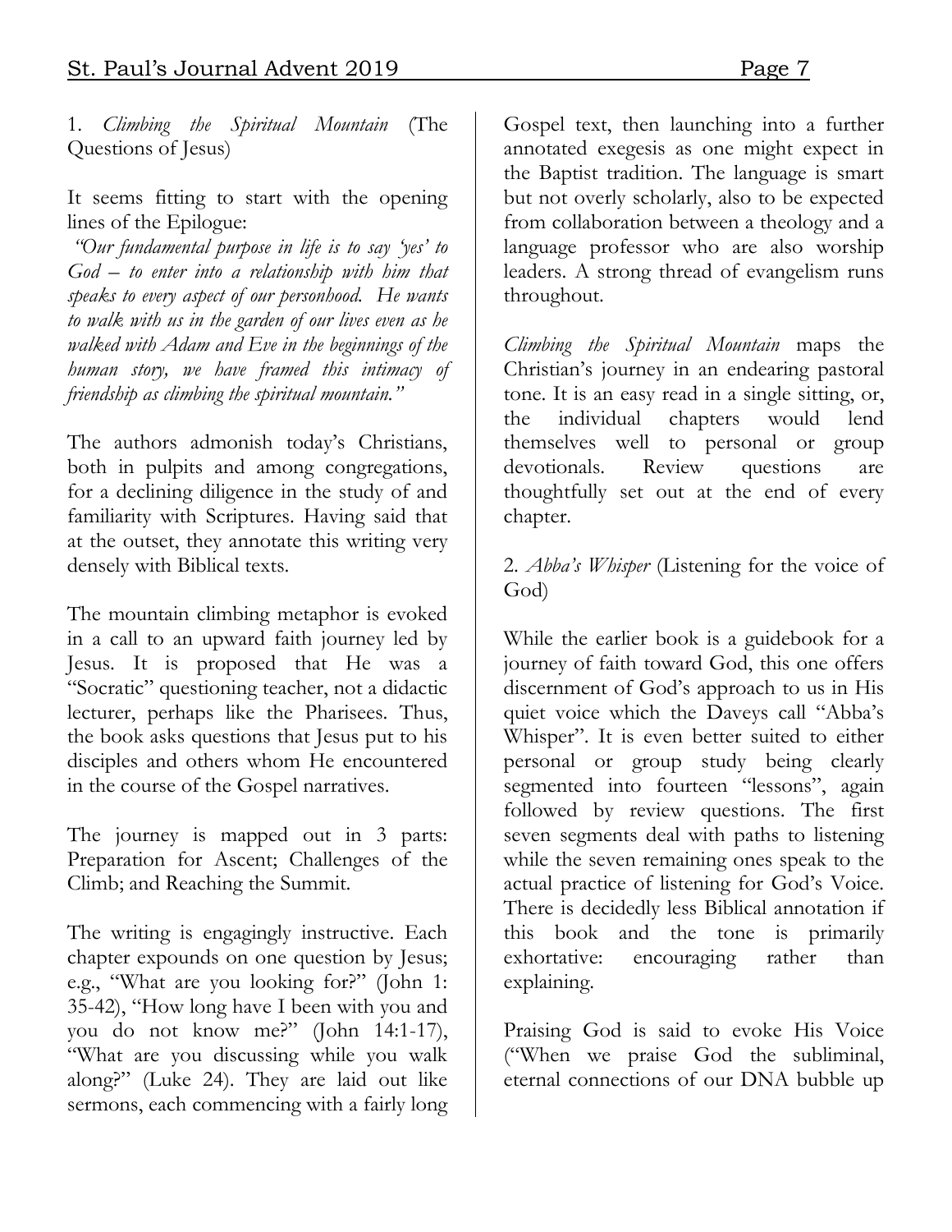1. *Climbing the Spiritual Mountain* (The Questions of Jesus)

It seems fitting to start with the opening lines of the Epilogue:

*"Our fundamental purpose in life is to say 'yes' to God – to enter into a relationship with him that speaks to every aspect of our personhood. He wants to walk with us in the garden of our lives even as he walked with Adam and Eve in the beginnings of the human story, we have framed this intimacy of friendship as climbing the spiritual mountain."*

The authors admonish today's Christians, both in pulpits and among congregations, for a declining diligence in the study of and familiarity with Scriptures. Having said that at the outset, they annotate this writing very densely with Biblical texts.

The mountain climbing metaphor is evoked in a call to an upward faith journey led by Jesus. It is proposed that He was a "Socratic" questioning teacher, not a didactic lecturer, perhaps like the Pharisees. Thus, the book asks questions that Jesus put to his disciples and others whom He encountered in the course of the Gospel narratives.

The journey is mapped out in 3 parts: Preparation for Ascent; Challenges of the Climb; and Reaching the Summit.

The writing is engagingly instructive. Each chapter expounds on one question by Jesus; e.g., "What are you looking for?" (John 1: 35-42), "How long have I been with you and you do not know me?" (John 14:1-17), "What are you discussing while you walk along?" (Luke 24). They are laid out like sermons, each commencing with a fairly long Gospel text, then launching into a further annotated exegesis as one might expect in the Baptist tradition. The language is smart but not overly scholarly, also to be expected from collaboration between a theology and a language professor who are also worship leaders. A strong thread of evangelism runs throughout.

*Climbing the Spiritual Mountain* maps the Christian's journey in an endearing pastoral tone. It is an easy read in a single sitting, or, the individual chapters would lend themselves well to personal or group devotionals. Review questions are thoughtfully set out at the end of every chapter.

2. *Abba's Whisper* (Listening for the voice of God)

While the earlier book is a guidebook for a journey of faith toward God, this one offers discernment of God's approach to us in His quiet voice which the Daveys call "Abba's Whisper". It is even better suited to either personal or group study being clearly segmented into fourteen "lessons", again followed by review questions. The first seven segments deal with paths to listening while the seven remaining ones speak to the actual practice of listening for God's Voice. There is decidedly less Biblical annotation if this book and the tone is primarily exhortative: encouraging rather than explaining.

Praising God is said to evoke His Voice ("When we praise God the subliminal, eternal connections of our DNA bubble up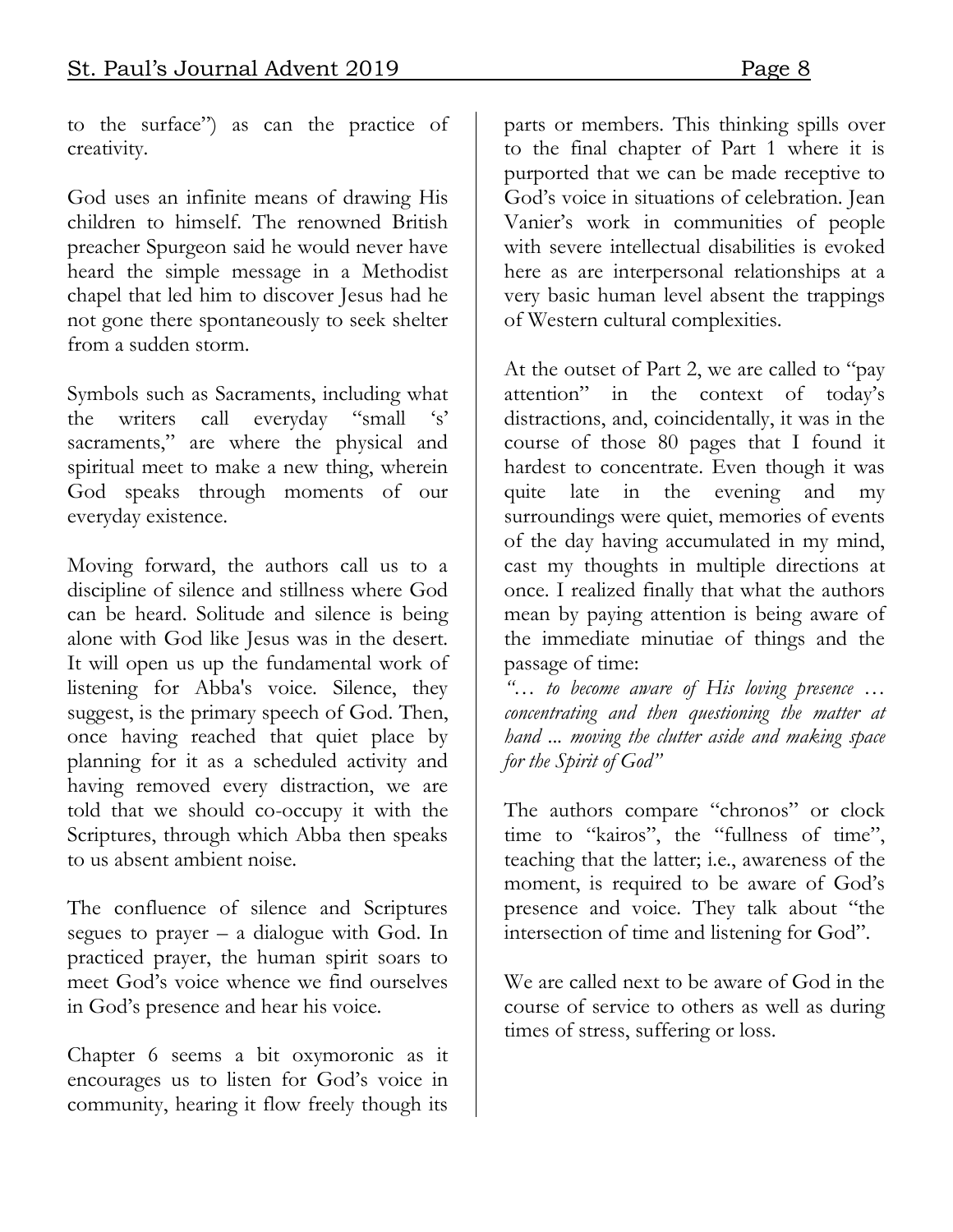to the surface") as can the practice of creativity.

God uses an infinite means of drawing His children to himself. The renowned British preacher Spurgeon said he would never have heard the simple message in a Methodist chapel that led him to discover Jesus had he not gone there spontaneously to seek shelter from a sudden storm.

Symbols such as Sacraments, including what the writers call everyday "small 's' sacraments," are where the physical and spiritual meet to make a new thing, wherein God speaks through moments of our everyday existence.

Moving forward, the authors call us to a discipline of silence and stillness where God can be heard. Solitude and silence is being alone with God like Jesus was in the desert. It will open us up the fundamental work of listening for Abba's voice. Silence, they suggest, is the primary speech of God. Then, once having reached that quiet place by planning for it as a scheduled activity and having removed every distraction, we are told that we should co-occupy it with the Scriptures, through which Abba then speaks to us absent ambient noise.

The confluence of silence and Scriptures segues to prayer – a dialogue with God. In practiced prayer, the human spirit soars to meet God's voice whence we find ourselves in God's presence and hear his voice.

Chapter 6 seems a bit oxymoronic as it encourages us to listen for God's voice in community, hearing it flow freely though its parts or members. This thinking spills over to the final chapter of Part 1 where it is purported that we can be made receptive to God's voice in situations of celebration. Jean Vanier's work in communities of people with severe intellectual disabilities is evoked here as are interpersonal relationships at a very basic human level absent the trappings of Western cultural complexities.

At the outset of Part 2, we are called to "pay attention" in the context of today's distractions, and, coincidentally, it was in the course of those 80 pages that I found it hardest to concentrate. Even though it was quite late in the evening and my surroundings were quiet, memories of events of the day having accumulated in my mind, cast my thoughts in multiple directions at once. I realized finally that what the authors mean by paying attention is being aware of the immediate minutiae of things and the passage of time:

*"… to become aware of His loving presence … concentrating and then questioning the matter at hand ... moving the clutter aside and making space for the Spirit of God"*

The authors compare "chronos" or clock time to "kairos", the "fullness of time", teaching that the latter; i.e., awareness of the moment, is required to be aware of God's presence and voice. They talk about "the intersection of time and listening for God".

We are called next to be aware of God in the course of service to others as well as during times of stress, suffering or loss.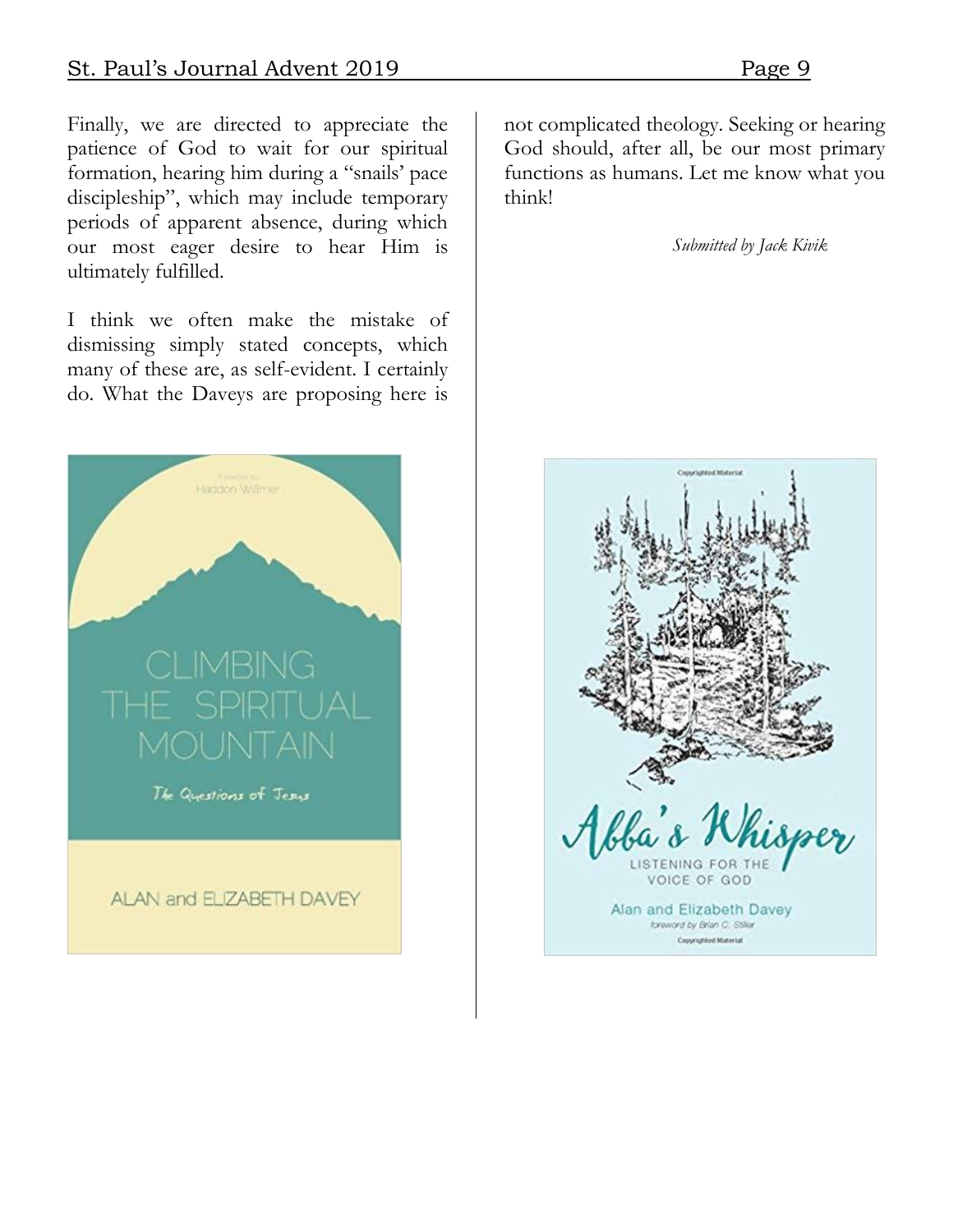Finally, we are directed to appreciate the patience of God to wait for our spiritual formation, hearing him during a "snails' pace discipleship", which may include temporary periods of apparent absence, during which our most eager desire to hear Him is ultimately fulfilled.

I think we often make the mistake of dismissing simply stated concepts, which many of these are, as self-evident. I certainly do. What the Daveys are proposing here is not complicated theology. Seeking or hearing God should, after all, be our most primary functions as humans. Let me know what you think!

*Submitted by Jack Kivik*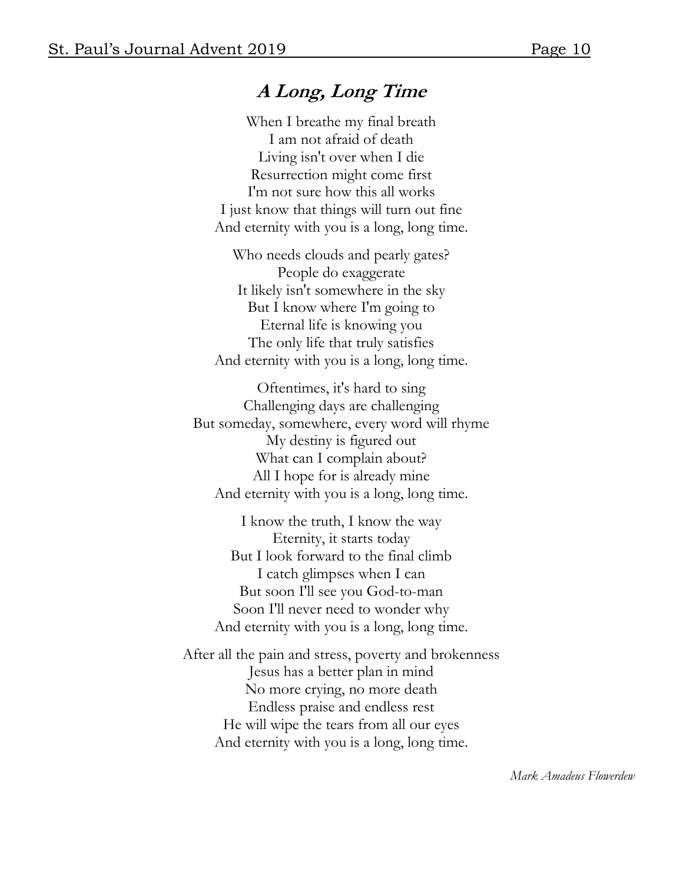## *A Long, Long Time*

When I breathe my final breath  
I am not afraid of death  
Living isn't over when I die  
Resurrection might come first  
I'm not sure how this all works  
I just know that things will turn out fine  
And eternity with you is a long, long time.

Who needs clouds and pearly gates?  
People do exaggerate  
It likely isn't somewhere in the sky  
But I know where I'm going to  
Eternal life is knowing you  
The only life that truly satisfies  
And eternity with you is a long, long time.

Oftentimes, it's hard to sing  
Challenging days are challenging  
But someday, somewhere, every word will rhyme  
My destiny is figured out  
What can I complain about?  
All I hope for is already mine  
And eternity with you is a long, long time.

I know the truth, I know the way  
Eternity, it starts today  
But I look forward to the final climb  
I catch glimpses when I can  
But soon I'll see you God-to-man  
Soon I'll never need to wonder why  
And eternity with you is a long, long time.

After all the pain and stress, poverty and brokenness  
Jesus has a better plan in mind  
No more crying, no more death  
Endless praise and endless rest  
He will wipe the tears from all our eyes  
And eternity with you is a long, long time.

*Mark Amadeus Flowerdew*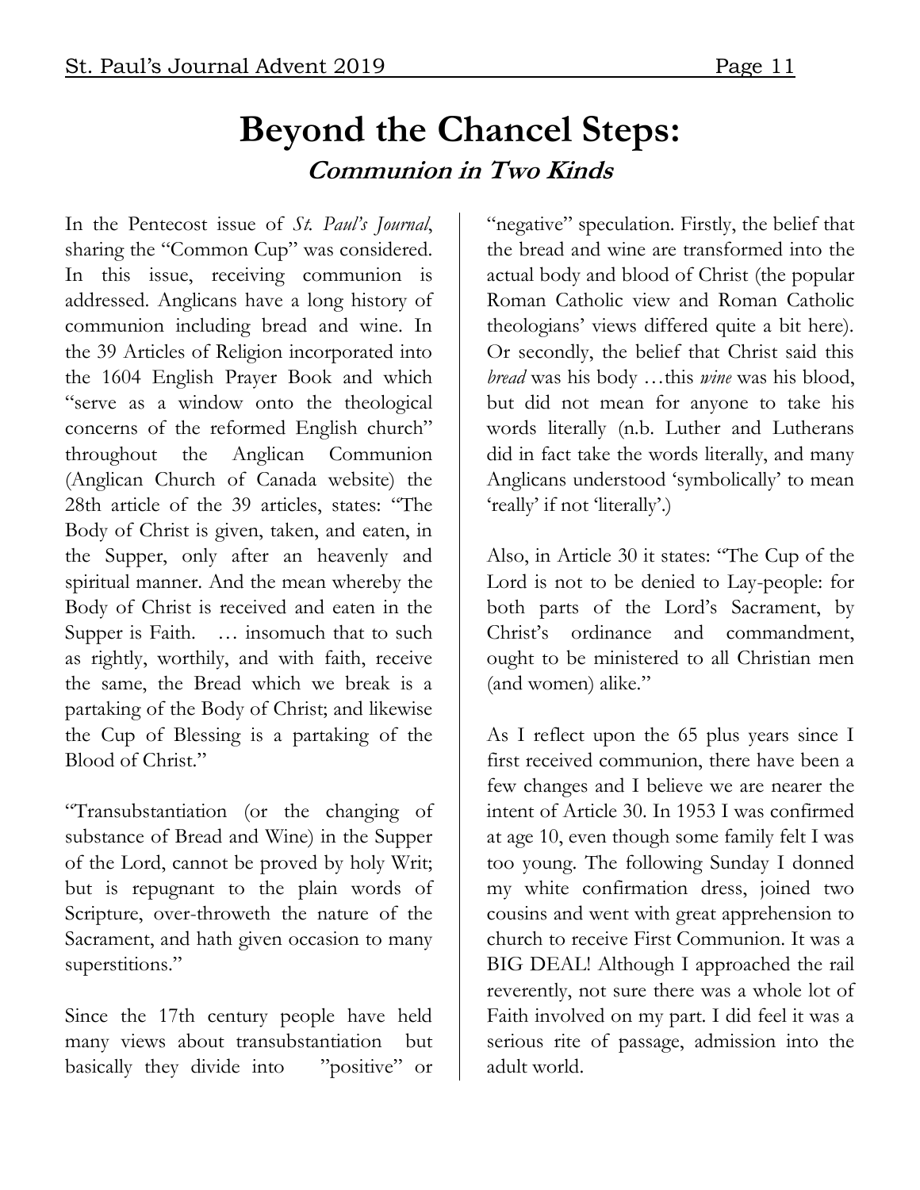# Beyond the Chancel Steps:

## *Communion in Two Kinds*

In the Pentecost issue of *St. Paul's Journal*, sharing the "Common Cup" was considered. In this issue, receiving communion is addressed. Anglicans have a long history of communion including bread and wine. In the 39 Articles of Religion incorporated into the 1604 English Prayer Book and which "serve as a window onto the theological concerns of the reformed English church" throughout the Anglican Communion (Anglican Church of Canada website) the 28th article of the 39 articles, states: "The Body of Christ is given, taken, and eaten, in the Supper, only after an heavenly and spiritual manner. And the mean whereby the Body of Christ is received and eaten in the Supper is Faith. … insomuch that to such as rightly, worthily, and with faith, receive the same, the Bread which we break is a partaking of the Body of Christ; and likewise the Cup of Blessing is a partaking of the Blood of Christ."

"Transubstantiation (or the changing of substance of Bread and Wine) in the Supper of the Lord, cannot be proved by holy Writ; but is repugnant to the plain words of Scripture, over-throweth the nature of the Sacrament, and hath given occasion to many superstitions."

Since the 17th century people have held many views about transubstantiation but basically they divide into "positive" or "negative" speculation. Firstly, the belief that the bread and wine are transformed into the actual body and blood of Christ (the popular Roman Catholic view and Roman Catholic theologians' views differed quite a bit here). Or secondly, the belief that Christ said this *bread* was his body …this *wine* was his blood, but did not mean for anyone to take his words literally (n.b. Luther and Lutherans did in fact take the words literally, and many Anglicans understood 'symbolically' to mean 'really' if not 'literally'.)

Also, in Article 30 it states: "The Cup of the Lord is not to be denied to Lay-people: for both parts of the Lord's Sacrament, by Christ's ordinance and commandment, ought to be ministered to all Christian men (and women) alike."

As I reflect upon the 65 plus years since I first received communion, there have been a few changes and I believe we are nearer the intent of Article 30. In 1953 I was confirmed at age 10, even though some family felt I was too young. The following Sunday I donned my white confirmation dress, joined two cousins and went with great apprehension to church to receive First Communion. It was a BIG DEAL! Although I approached the rail reverently, not sure there was a whole lot of Faith involved on my part. I did feel it was a serious rite of passage, admission into the adult world.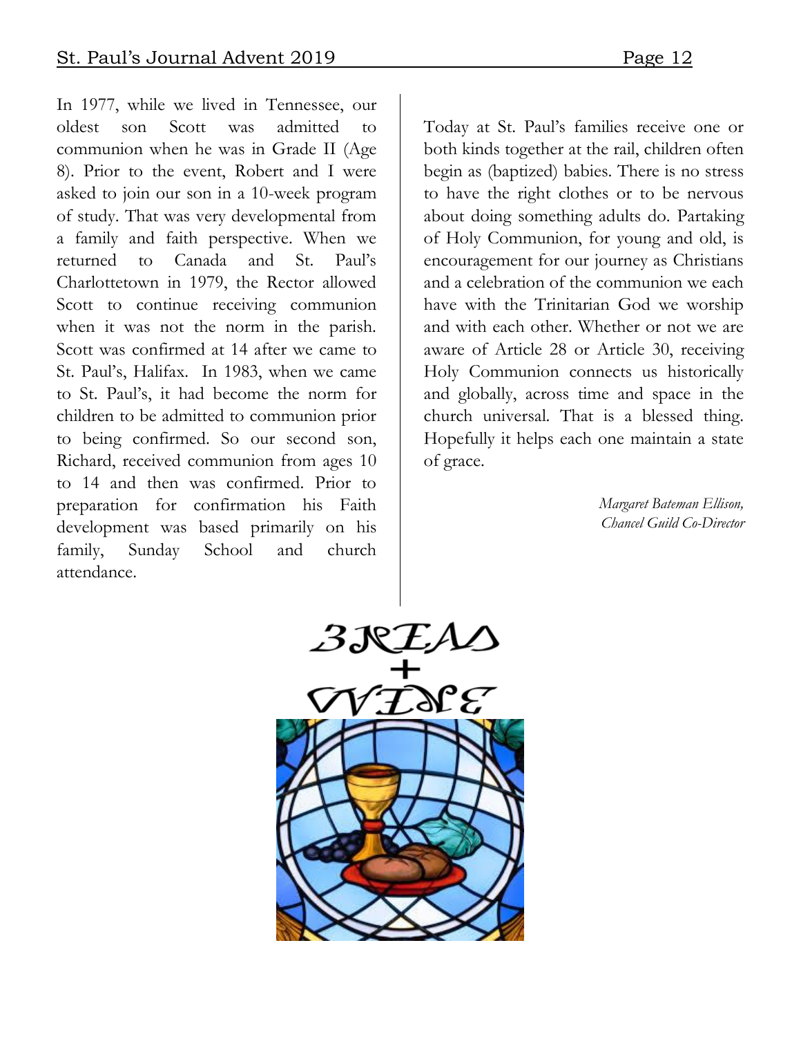In 1977, while we lived in Tennessee, our oldest son Scott was admitted to communion when he was in Grade II (Age 8). Prior to the event, Robert and I were asked to join our son in a 10-week program of study. That was very developmental from a family and faith perspective. When we returned to Canada and St. Paul's Charlottetown in 1979, the Rector allowed Scott to continue receiving communion when it was not the norm in the parish. Scott was confirmed at 14 after we came to St. Paul's, Halifax. In 1983, when we came to St. Paul's, it had become the norm for children to be admitted to communion prior to being confirmed. So our second son, Richard, received communion from ages 10 to 14 and then was confirmed. Prior to preparation for confirmation his Faith development was based primarily on his family, Sunday School and church attendance.

Today at St. Paul's families receive one or both kinds together at the rail, children often begin as (baptized) babies. There is no stress to have the right clothes or to be nervous about doing something adults do. Partaking of Holy Communion, for young and old, is encouragement for our journey as Christians and a celebration of the communion we each have with the Trinitarian God we worship and with each other. Whether or not we are aware of Article 28 or Article 30, receiving Holy Communion connects us historically and globally, across time and space in the church universal. That is a blessed thing. Hopefully it helps each one maintain a state of grace.

*Margaret Bateman Ellison,*
*Chancel Guild Co-Director*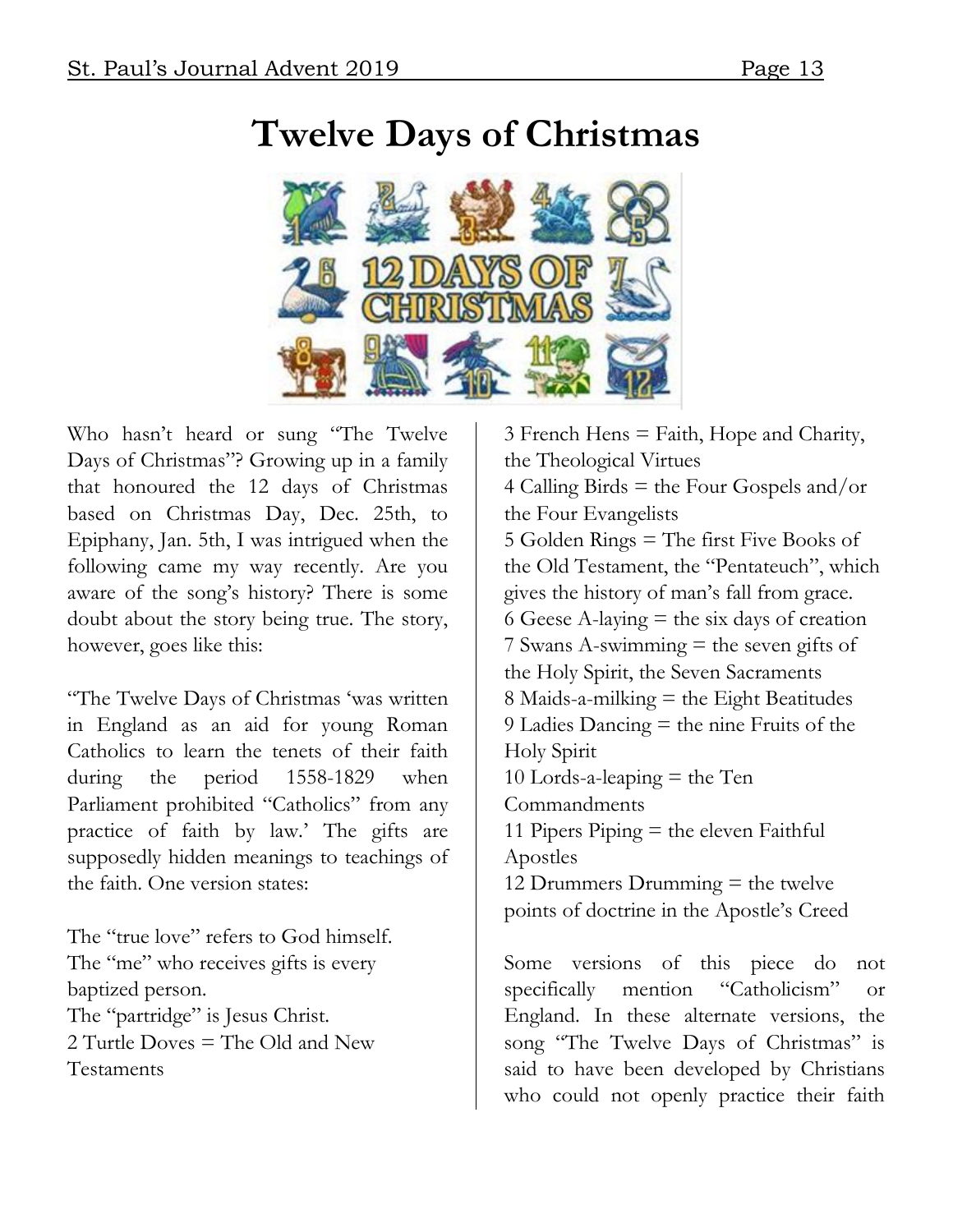# Twelve Days of Christmas

Who hasn't heard or sung "The Twelve Days of Christmas"? Growing up in a family that honoured the 12 days of Christmas based on Christmas Day, Dec. 25th, to Epiphany, Jan. 5th, I was intrigued when the following came my way recently. Are you aware of the song's history? There is some doubt about the story being true. The story, however, goes like this:

"The Twelve Days of Christmas 'was written in England as an aid for young Roman Catholics to learn the tenets of their faith during the period 1558-1829 when Parliament prohibited "Catholics" from any practice of faith by law.' The gifts are supposedly hidden meanings to teachings of the faith. One version states:

The "true love" refers to God himself.
The "me" who receives gifts is every baptized person.
The "partridge" is Jesus Christ.
2 Turtle Doves = The Old and New Testaments
3 French Hens = Faith, Hope and Charity, the Theological Virtues
4 Calling Birds = the Four Gospels and/or the Four Evangelists
5 Golden Rings = The first Five Books of the Old Testament, the "Pentateuch", which gives the history of man's fall from grace.
6 Geese A-laying = the six days of creation
7 Swans A-swimming = the seven gifts of the Holy Spirit, the Seven Sacraments
8 Maids-a-milking = the Eight Beatitudes
9 Ladies Dancing = the nine Fruits of the Holy Spirit
10 Lords-a-leaping = the Ten Commandments
11 Pipers Piping = the eleven Faithful Apostles
12 Drummers Drumming = the twelve points of doctrine in the Apostle's Creed

Some versions of this piece do not specifically mention "Catholicism" or England. In these alternate versions, the song "The Twelve Days of Christmas" is said to have been developed by Christians who could not openly practice their faith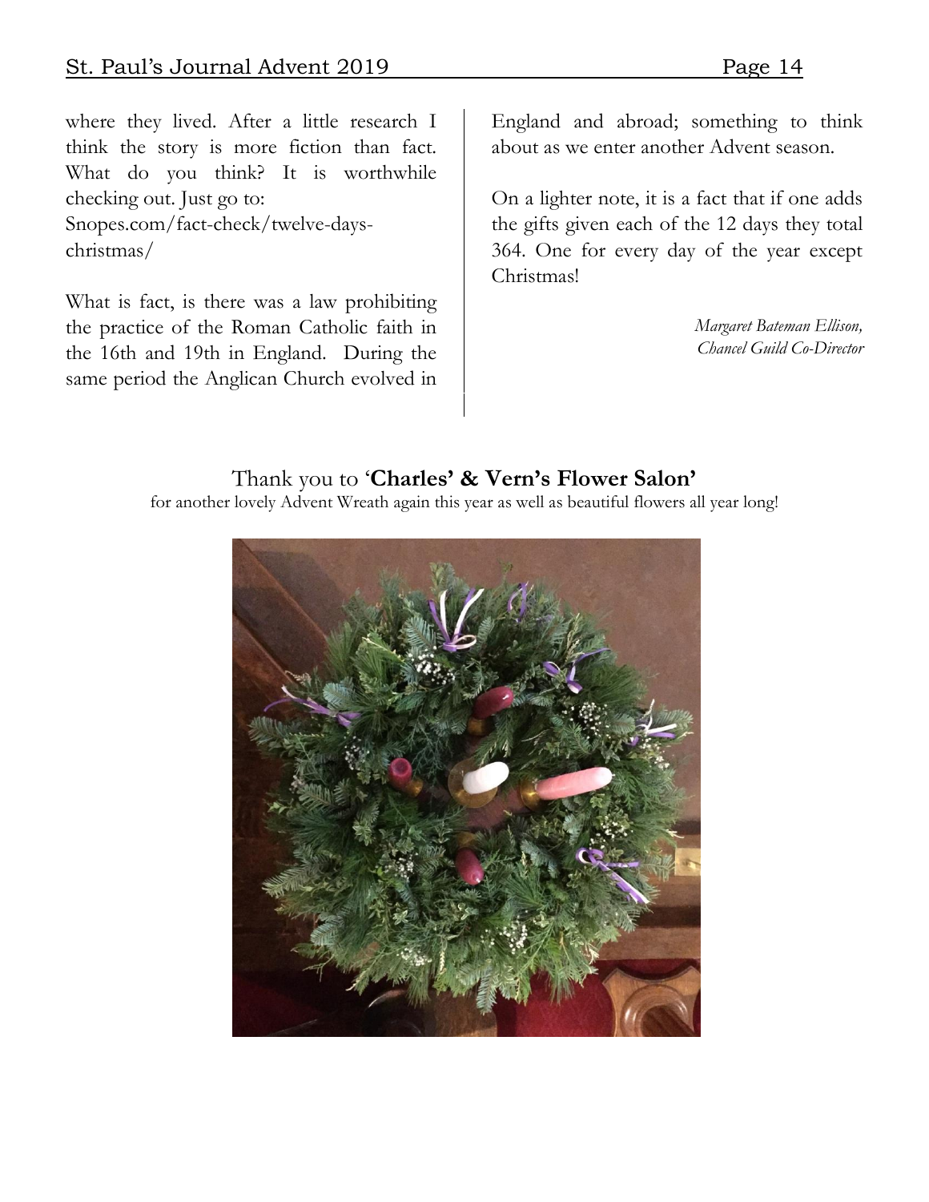where they lived. After a little research I think the story is more fiction than fact. What do you think? It is worthwhile checking out. Just go to:
Snopes.com/fact-check/twelve-days-christmas/

What is fact, is there was a law prohibiting the practice of the Roman Catholic faith in the 16th and 19th in England. During the same period the Anglican Church evolved in England and abroad; something to think about as we enter another Advent season.

On a lighter note, it is a fact that if one adds the gifts given each of the 12 days they total 364. One for every day of the year except Christmas!

*Margaret Bateman Ellison,*
*Chancel Guild Co-Director*

Thank you to '**Charles' & Vern's Flower Salon'**
for another lovely Advent Wreath again this year as well as beautiful flowers all year long!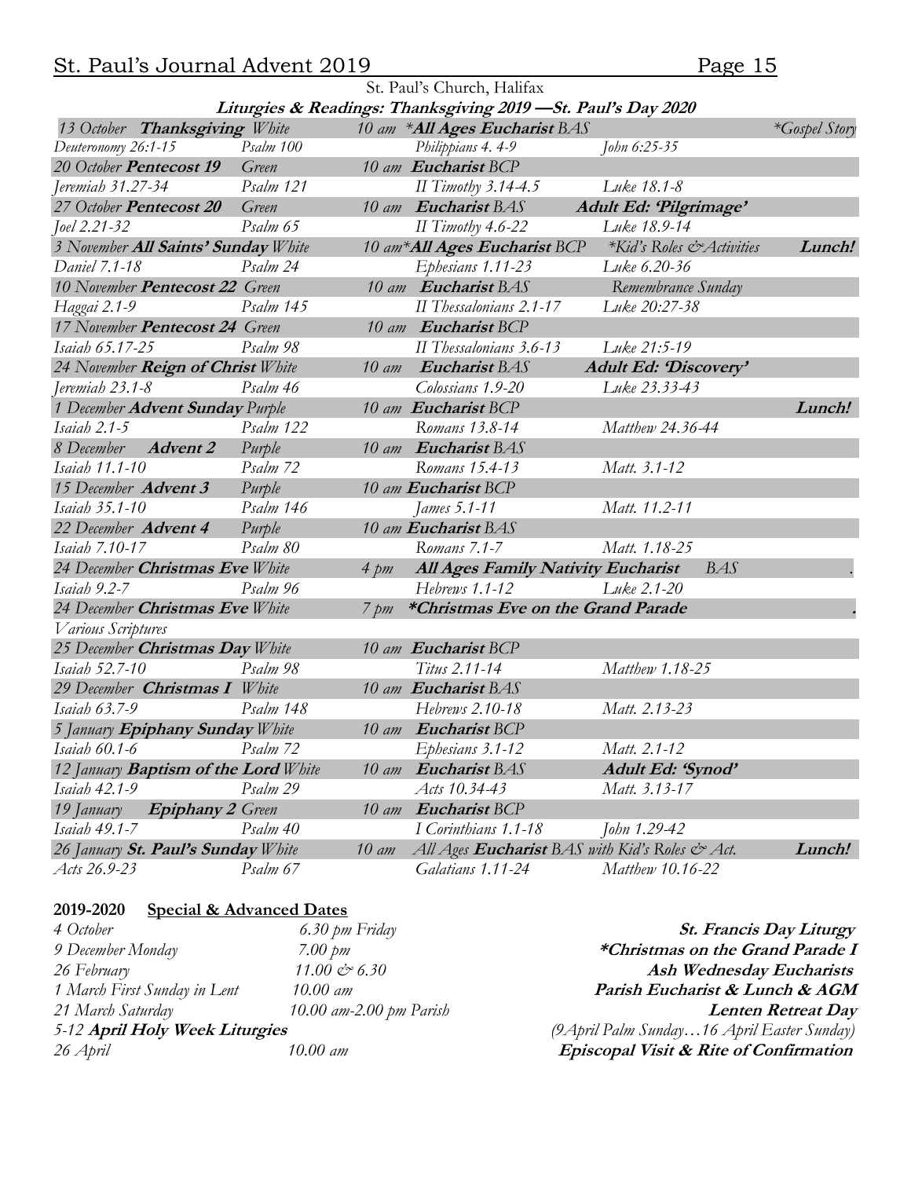St. Paul's Church, Halifax

**Liturgies & Readings: Thanksgiving 2019 —St. Paul's Day 2020**

| | | | | |
|---|---|---|---|---|
| *13 October* ***Thanksgiving*** *White* | | *10 am \****All Ages Eucharist*** *BAS* | | *\*Gospel Story* |
| *Deuteronomy 26:1-15* | *Psalm 100* | *Philippians 4. 4-9* | *John 6:25-35* | |
| *20 October* ***Pentecost 19*** | *Green* | *10 am* ***Eucharist*** *BCP* | | |
| *Jeremiah 31.27-34* | *Psalm 121* | *II Timothy 3.14-4.5* | *Luke 18.1-8* | |
| *27 October* ***Pentecost 20*** | *Green* | *10 am* ***Eucharist*** *BAS* | ***Adult Ed: 'Pilgrimage'*** | |
| *Joel 2.21-32* | *Psalm 65* | *II Timothy 4.6-22* | *Luke 18.9-14* | |
| *3 November* ***All Saints' Sunday*** *White* | | *10 am\****All Ages Eucharist*** *BCP* | *\*Kid's Roles & Activities* | ***Lunch!*** |
| *Daniel 7.1-18* | *Psalm 24* | *Ephesians 1.11-23* | *Luke 6.20-36* | |
| *10 November* ***Pentecost 22*** *Green* | | *10 am* ***Eucharist*** *BAS* | *Remembrance Sunday* | |
| *Haggai 2.1-9* | *Psalm 145* | *II Thessalonians 2.1-17* | *Luke 20:27-38* | |
| *17 November* ***Pentecost 24*** *Green* | | *10 am* ***Eucharist*** *BCP* | | |
| *Isaiah 65.17-25* | *Psalm 98* | *II Thessalonians 3.6-13* | *Luke 21:5-19* | |
| *24 November* ***Reign of Christ*** *White* | | *10 am* ***Eucharist*** *BAS* | ***Adult Ed: 'Discovery'*** | |
| *Jeremiah 23.1-8* | *Psalm 46* | *Colossians 1.9-20* | *Luke 23.33-43* | |
| *1 December* ***Advent Sunday*** *Purple* | | *10 am* ***Eucharist*** *BCP* | | ***Lunch!*** |
| *Isaiah 2.1-5* | *Psalm 122* | *Romans 13.8-14* | *Matthew 24.36-44* | |
| *8 December* ***Advent 2*** | *Purple* | *10 am* ***Eucharist*** *BAS* | | |
| *Isaiah 11.1-10* | *Psalm 72* | *Romans 15.4-13* | *Matt. 3.1-12* | |
| *15 December* ***Advent 3*** | *Purple* | *10 am* ***Eucharist*** *BCP* | | |
| *Isaiah 35.1-10* | *Psalm 146* | *James 5.1-11* | *Matt. 11.2-11* | |
| *22 December* ***Advent 4*** | *Purple* | *10 am* ***Eucharist*** *BAS* | | |
| *Isaiah 7.10-17* | *Psalm 80* | *Romans 7.1-7* | *Matt. 1.18-25* | |
| *24 December* ***Christmas Eve*** *White* | | *4 pm* ***All Ages Family Nativity Eucharist*** | *BAS* | . |
| *Isaiah 9.2-7* | *Psalm 96* | *Hebrews 1.1-12* | *Luke 2.1-20* | |
| *24 December* ***Christmas Eve*** *White* | | *7 pm* ***\*Christmas Eve on the Grand Parade*** | | . |
| *Various Scriptures* | | | | |
| *25 December* ***Christmas Day*** *White* | | *10 am* ***Eucharist*** *BCP* | | |
| *Isaiah 52.7-10* | *Psalm 98* | *Titus 2.11-14* | *Matthew 1.18-25* | |
| *29 December* ***Christmas I*** *White* | | *10 am* ***Eucharist*** *BAS* | | |
| *Isaiah 63.7-9* | *Psalm 148* | *Hebrews 2.10-18* | *Matt. 2.13-23* | |
| *5 January* ***Epiphany Sunday*** *White* | | *10 am* ***Eucharist*** *BCP* | | |
| *Isaiah 60.1-6* | *Psalm 72* | *Ephesians 3.1-12* | *Matt. 2.1-12* | |
| *12 January* ***Baptism of the Lord*** *White* | | *10 am* ***Eucharist*** *BAS* | ***Adult Ed: 'Synod'*** | |
| *Isaiah 42.1-9* | *Psalm 29* | *Acts 10.34-43* | *Matt. 3.13-17* | |
| *19 January* ***Epiphany 2*** *Green* | | *10 am* ***Eucharist*** *BCP* | | |
| *Isaiah 49.1-7* | *Psalm 40* | *I Corinthians 1.1-18* | *John 1.29-42* | |
| *26 January* ***St. Paul's Sunday*** *White* | | *10 am All Ages* ***Eucharist*** *BAS with Kid's Roles & Act.* | | ***Lunch!*** |
| *Acts 26.9-23* | *Psalm 67* | *Galatians 1.11-24* | *Matthew 10.16-22* | |

**2019-2020 Special & Advanced Dates**

| | | |
|---|---|---|
| *4 October* | *6.30 pm Friday* | ***St. Francis Day Liturgy*** |
| *9 December Monday* | *7.00 pm* | ***\*Christmas on the Grand Parade I*** |
| *26 February* | *11.00 & 6.30* | ***Ash Wednesday Eucharists*** |
| *1 March First Sunday in Lent* | *10.00 am* | ***Parish Eucharist & Lunch & AGM*** |
| *21 March Saturday* | *10.00 am-2.00 pm Parish* | ***Lenten Retreat Day*** |
| *5-12* ***April Holy Week Liturgies*** | | *(9April Palm Sunday…16 April Easter Sunday)* |
| *26 April* | *10.00 am* | ***Episcopal Visit & Rite of Confirmation*** |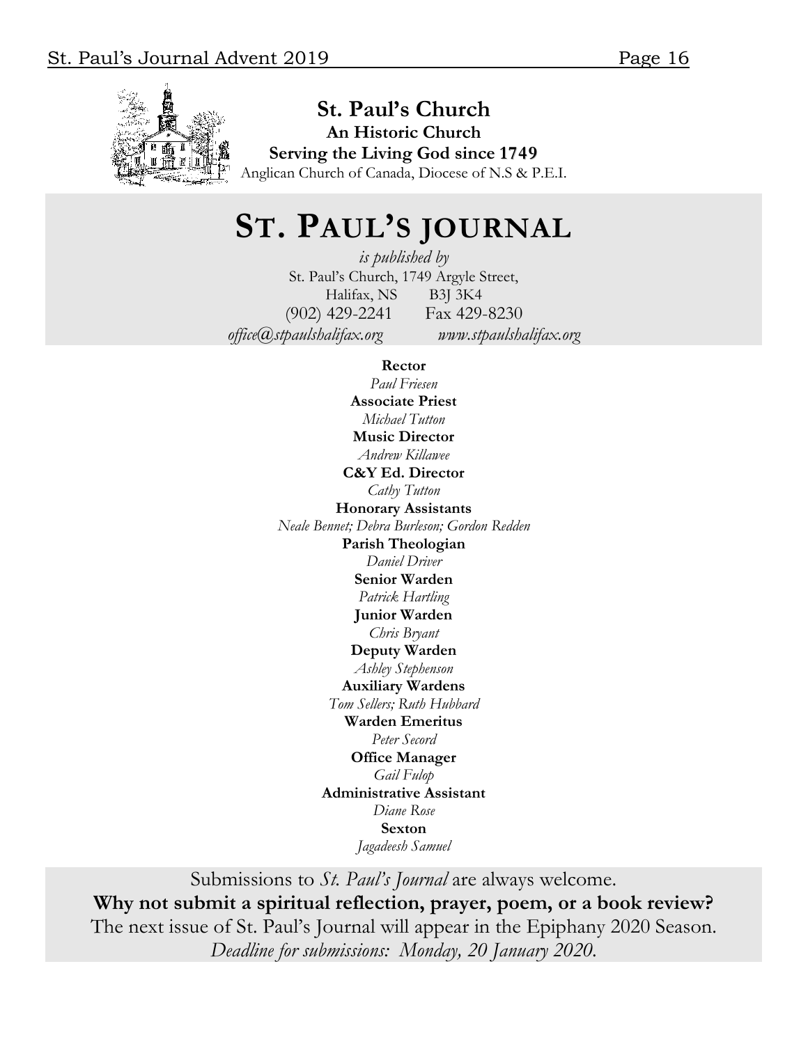**St. Paul's Church**
**An Historic Church**
**Serving the Living God since 1749**
Anglican Church of Canada, Diocese of N.S & P.E.I.

# ST. PAUL'S JOURNAL

*is published by*
St. Paul's Church, 1749 Argyle Street,
Halifax, NS B3J 3K4
(902) 429-2241 Fax 429-8230
*office@stpaulshalifax.org* *www.stpaulshalifax.org*

**Rector**
*Paul Friesen*

**Associate Priest**
*Michael Tutton*

**Music Director**
*Andrew Killawee*

**C&Y Ed. Director**
*Cathy Tutton*

**Honorary Assistants**
*Neale Bennet; Debra Burleson; Gordon Redden*

**Parish Theologian**
*Daniel Driver*

**Senior Warden**
*Patrick Hartling*

**Junior Warden**
*Chris Bryant*

**Deputy Warden**
*Ashley Stephenson*

**Auxiliary Wardens**
*Tom Sellers; Ruth Hubbard*

**Warden Emeritus**
*Peter Secord*

**Office Manager**
*Gail Fulop*

**Administrative Assistant**
*Diane Rose*

**Sexton**
*Jagadeesh Samuel*

Submissions to *St. Paul's Journal* are always welcome.
**Why not submit a spiritual reflection, prayer, poem, or a book review?**
The next issue of St. Paul's Journal will appear in the Epiphany 2020 Season.
*Deadline for submissions: Monday, 20 January 2020.*